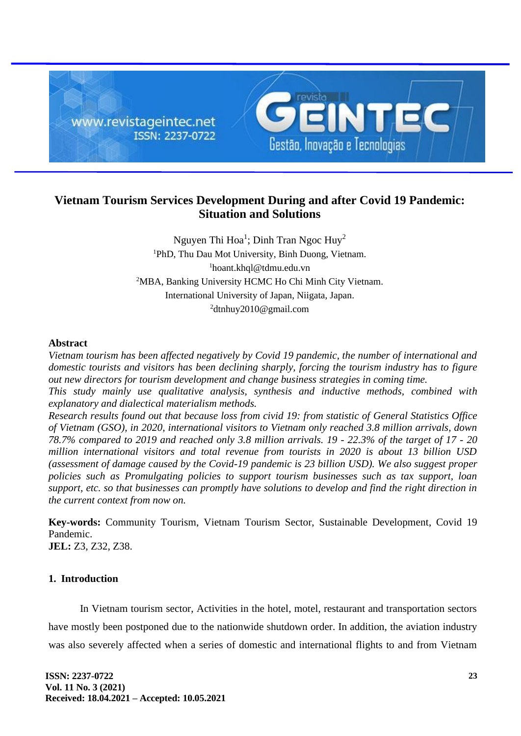# Vietnam Tourism Services Development During and after Covid 19 Pandemic: Situation and Solutions

Nguyen Thi Hoa[1]; Dinh Tran Ngoc Huy[2]

[1]PhD, Thu Dau Mot University, Binh Duong, Vietnam.

[1]hoant.khql@tdmu.edu.vn

[2]MBA, Banking University HCMC Ho Chi Minh City Vietnam.

International University of Japan, Niigata, Japan.

[2]dtnhuy2010@gmail.com

## Abstract

*Vietnam tourism has been affected negatively by Covid 19 pandemic, the number of international and domestic tourists and visitors has been declining sharply, forcing the tourism industry has to figure out new directors for tourism development and change business strategies in coming time.*

*This study mainly use qualitative analysis, synthesis and inductive methods, combined with explanatory and dialectical materialism methods.*

*Research results found out that because loss from civid 19: from statistic of General Statistics Office of Vietnam (GSO), in 2020, international visitors to Vietnam only reached 3.8 million arrivals, down 78.7% compared to 2019 and reached only 3.8 million arrivals. 19 - 22.3% of the target of 17 - 20 million international visitors and total revenue from tourists in 2020 is about 13 billion USD (assessment of damage caused by the Covid-19 pandemic is 23 billion USD). We also suggest proper policies such as Promulgating policies to support tourism businesses such as tax support, loan support, etc. so that businesses can promptly have solutions to develop and find the right direction in the current context from now on.*

**Key-words:** Community Tourism, Vietnam Tourism Sector, Sustainable Development, Covid 19 Pandemic.

**JEL:** Z3, Z32, Z38.

## 1. Introduction

In Vietnam tourism sector, Activities in the hotel, motel, restaurant and transportation sectors have mostly been postponed due to the nationwide shutdown order. In addition, the aviation industry was also severely affected when a series of domestic and international flights to and from Vietnam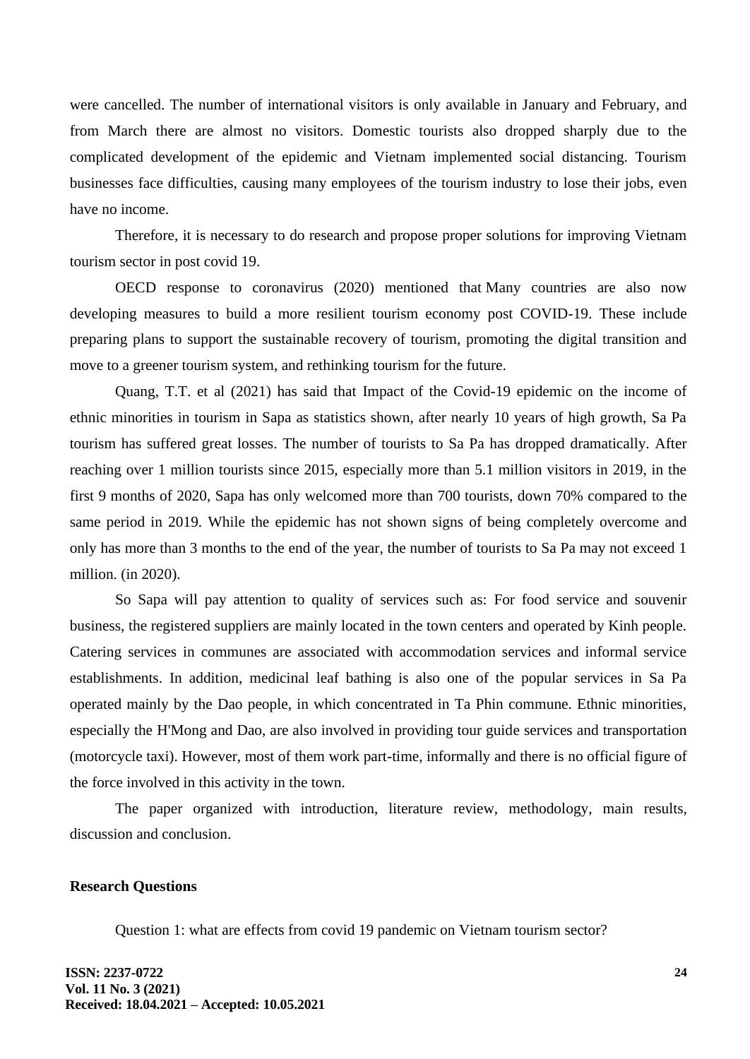were cancelled. The number of international visitors is only available in January and February, and from March there are almost no visitors. Domestic tourists also dropped sharply due to the complicated development of the epidemic and Vietnam implemented social distancing. Tourism businesses face difficulties, causing many employees of the tourism industry to lose their jobs, even have no income.

Therefore, it is necessary to do research and propose proper solutions for improving Vietnam tourism sector in post covid 19.

OECD response to coronavirus (2020) mentioned that Many countries are also now developing measures to build a more resilient tourism economy post COVID-19. These include preparing plans to support the sustainable recovery of tourism, promoting the digital transition and move to a greener tourism system, and rethinking tourism for the future.

Quang, T.T. et al (2021) has said that Impact of the Covid-19 epidemic on the income of ethnic minorities in tourism in Sapa as statistics shown, after nearly 10 years of high growth, Sa Pa tourism has suffered great losses. The number of tourists to Sa Pa has dropped dramatically. After reaching over 1 million tourists since 2015, especially more than 5.1 million visitors in 2019, in the first 9 months of 2020, Sapa has only welcomed more than 700 tourists, down 70% compared to the same period in 2019. While the epidemic has not shown signs of being completely overcome and only has more than 3 months to the end of the year, the number of tourists to Sa Pa may not exceed 1 million. (in 2020).

So Sapa will pay attention to quality of services such as: For food service and souvenir business, the registered suppliers are mainly located in the town centers and operated by Kinh people. Catering services in communes are associated with accommodation services and informal service establishments. In addition, medicinal leaf bathing is also one of the popular services in Sa Pa operated mainly by the Dao people, in which concentrated in Ta Phin commune. Ethnic minorities, especially the H'Mong and Dao, are also involved in providing tour guide services and transportation (motorcycle taxi). However, most of them work part-time, informally and there is no official figure of the force involved in this activity in the town.

The paper organized with introduction, literature review, methodology, main results, discussion and conclusion.

**Research Questions**

Question 1: what are effects from covid 19 pandemic on Vietnam tourism sector?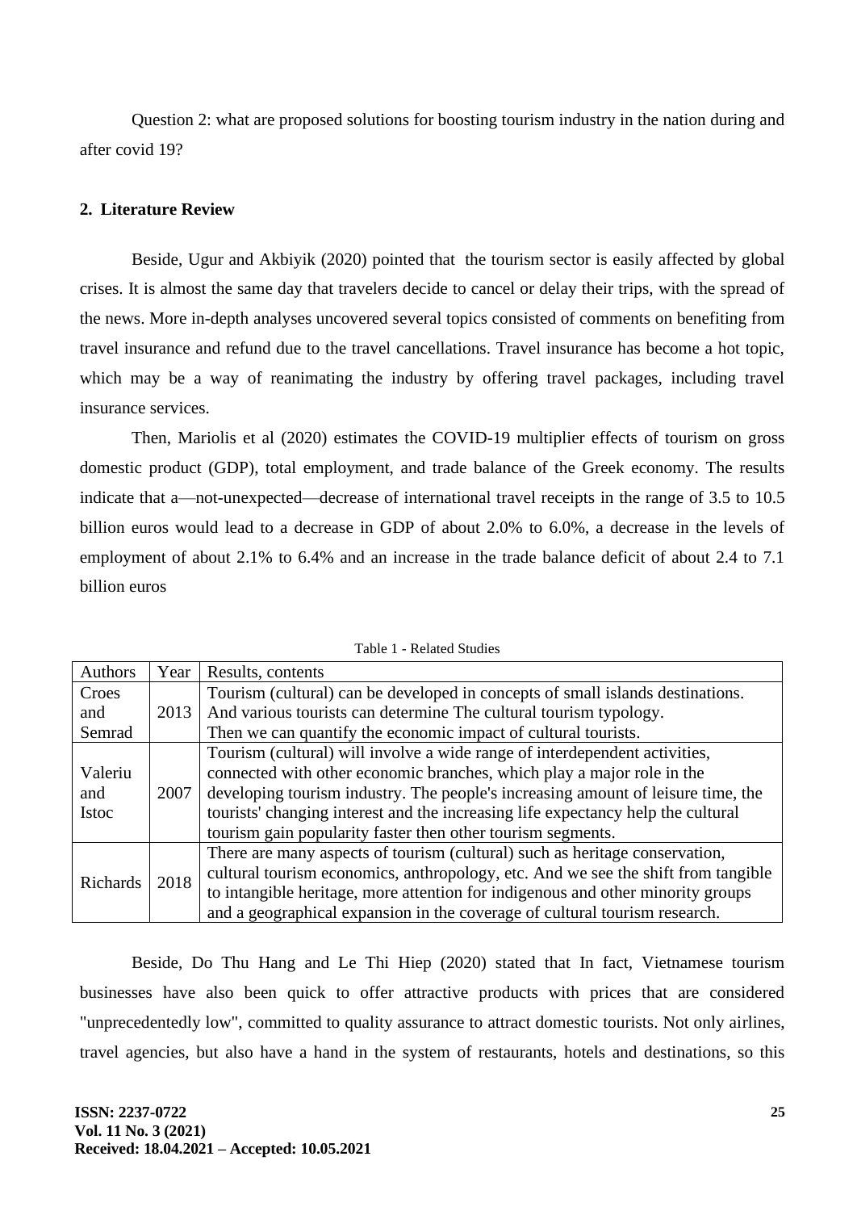Question 2: what are proposed solutions for boosting tourism industry in the nation during and after covid 19?

## 2. Literature Review

Beside, Ugur and Akbiyik (2020) pointed that the tourism sector is easily affected by global crises. It is almost the same day that travelers decide to cancel or delay their trips, with the spread of the news. More in-depth analyses uncovered several topics consisted of comments on benefiting from travel insurance and refund due to the travel cancellations. Travel insurance has become a hot topic, which may be a way of reanimating the industry by offering travel packages, including travel insurance services.

Then, Mariolis et al (2020) estimates the COVID-19 multiplier effects of tourism on gross domestic product (GDP), total employment, and trade balance of the Greek economy. The results indicate that a—not-unexpected—decrease of international travel receipts in the range of 3.5 to 10.5 billion euros would lead to a decrease in GDP of about 2.0% to 6.0%, a decrease in the levels of employment of about 2.1% to 6.4% and an increase in the trade balance deficit of about 2.4 to 7.1 billion euros

Table 1 - Related Studies

| Authors | Year | Results, contents |
|---|---|---|
| Croes and Semrad | 2013 | Tourism (cultural) can be developed in concepts of small islands destinations. And various tourists can determine The cultural tourism typology. Then we can quantify the economic impact of cultural tourists. |
| Valeriu and Istoc | 2007 | Tourism (cultural) will involve a wide range of interdependent activities, connected with other economic branches, which play a major role in the developing tourism industry. The people's increasing amount of leisure time, the tourists' changing interest and the increasing life expectancy help the cultural tourism gain popularity faster then other tourism segments. |
| Richards | 2018 | There are many aspects of tourism (cultural) such as heritage conservation, cultural tourism economics, anthropology, etc. And we see the shift from tangible to intangible heritage, more attention for indigenous and other minority groups and a geographical expansion in the coverage of cultural tourism research. |

Beside, Do Thu Hang and Le Thi Hiep (2020) stated that In fact, Vietnamese tourism businesses have also been quick to offer attractive products with prices that are considered "unprecedentedly low", committed to quality assurance to attract domestic tourists. Not only airlines, travel agencies, but also have a hand in the system of restaurants, hotels and destinations, so this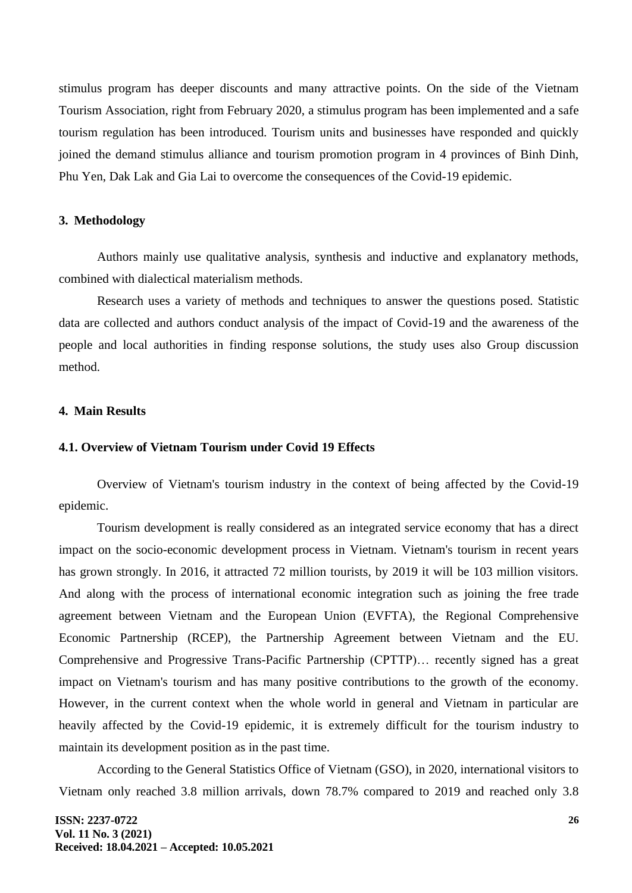stimulus program has deeper discounts and many attractive points. On the side of the Vietnam Tourism Association, right from February 2020, a stimulus program has been implemented and a safe tourism regulation has been introduced. Tourism units and businesses have responded and quickly joined the demand stimulus alliance and tourism promotion program in 4 provinces of Binh Dinh, Phu Yen, Dak Lak and Gia Lai to overcome the consequences of the Covid-19 epidemic.

## 3. Methodology

Authors mainly use qualitative analysis, synthesis and inductive and explanatory methods, combined with dialectical materialism methods.

Research uses a variety of methods and techniques to answer the questions posed. Statistic data are collected and authors conduct analysis of the impact of Covid-19 and the awareness of the people and local authorities in finding response solutions, the study uses also Group discussion method.

## 4. Main Results

### 4.1. Overview of Vietnam Tourism under Covid 19 Effects

Overview of Vietnam's tourism industry in the context of being affected by the Covid-19 epidemic.

Tourism development is really considered as an integrated service economy that has a direct impact on the socio-economic development process in Vietnam. Vietnam's tourism in recent years has grown strongly. In 2016, it attracted 72 million tourists, by 2019 it will be 103 million visitors. And along with the process of international economic integration such as joining the free trade agreement between Vietnam and the European Union (EVFTA), the Regional Comprehensive Economic Partnership (RCEP), the Partnership Agreement between Vietnam and the EU. Comprehensive and Progressive Trans-Pacific Partnership (CPTTP)… recently signed has a great impact on Vietnam's tourism and has many positive contributions to the growth of the economy. However, in the current context when the whole world in general and Vietnam in particular are heavily affected by the Covid-19 epidemic, it is extremely difficult for the tourism industry to maintain its development position as in the past time.

According to the General Statistics Office of Vietnam (GSO), in 2020, international visitors to Vietnam only reached 3.8 million arrivals, down 78.7% compared to 2019 and reached only 3.8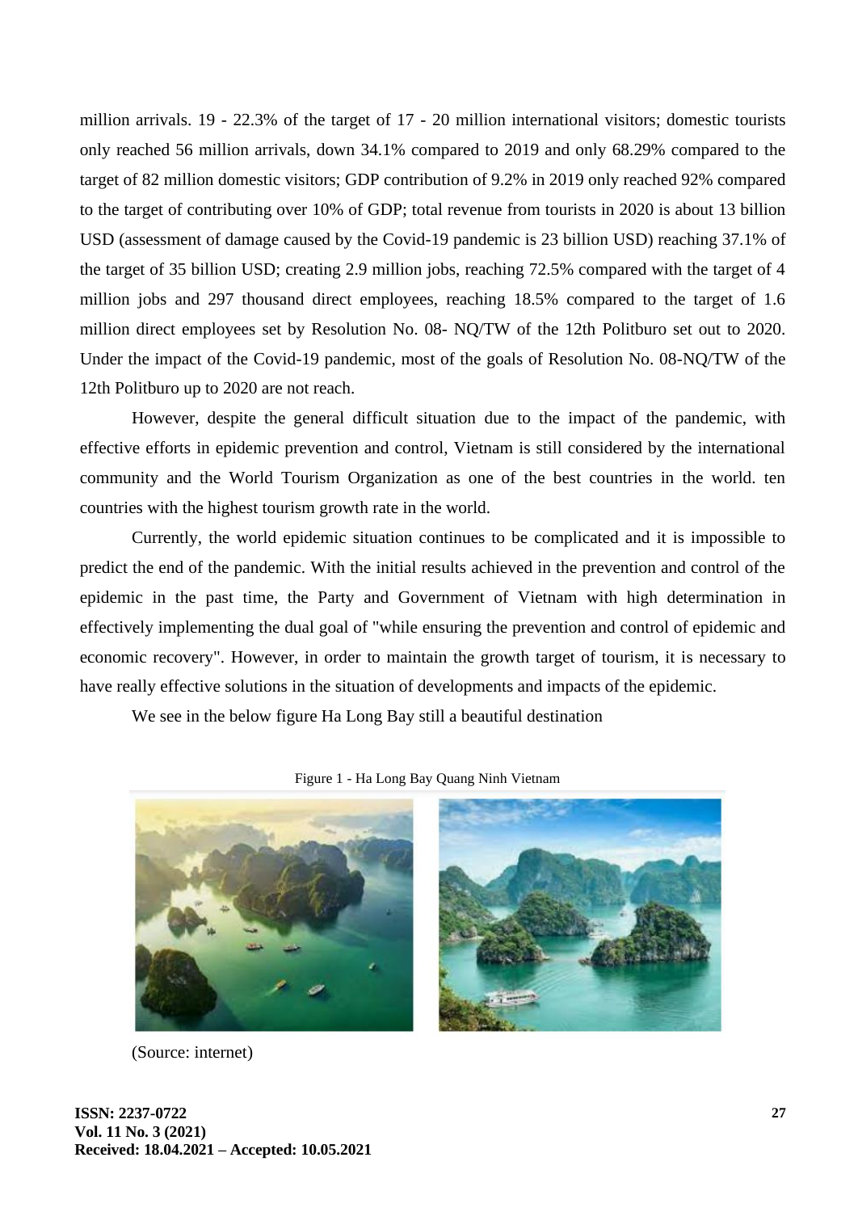million arrivals. 19 - 22.3% of the target of 17 - 20 million international visitors; domestic tourists only reached 56 million arrivals, down 34.1% compared to 2019 and only 68.29% compared to the target of 82 million domestic visitors; GDP contribution of 9.2% in 2019 only reached 92% compared to the target of contributing over 10% of GDP; total revenue from tourists in 2020 is about 13 billion USD (assessment of damage caused by the Covid-19 pandemic is 23 billion USD) reaching 37.1% of the target of 35 billion USD; creating 2.9 million jobs, reaching 72.5% compared with the target of 4 million jobs and 297 thousand direct employees, reaching 18.5% compared to the target of 1.6 million direct employees set by Resolution No. 08- NQ/TW of the 12th Politburo set out to 2020. Under the impact of the Covid-19 pandemic, most of the goals of Resolution No. 08-NQ/TW of the 12th Politburo up to 2020 are not reach.

However, despite the general difficult situation due to the impact of the pandemic, with effective efforts in epidemic prevention and control, Vietnam is still considered by the international community and the World Tourism Organization as one of the best countries in the world. ten countries with the highest tourism growth rate in the world.

Currently, the world epidemic situation continues to be complicated and it is impossible to predict the end of the pandemic. With the initial results achieved in the prevention and control of the epidemic in the past time, the Party and Government of Vietnam with high determination in effectively implementing the dual goal of "while ensuring the prevention and control of epidemic and economic recovery". However, in order to maintain the growth target of tourism, it is necessary to have really effective solutions in the situation of developments and impacts of the epidemic.

We see in the below figure Ha Long Bay still a beautiful destination

Figure 1 - Ha Long Bay Quang Ninh Vietnam

(Source: internet)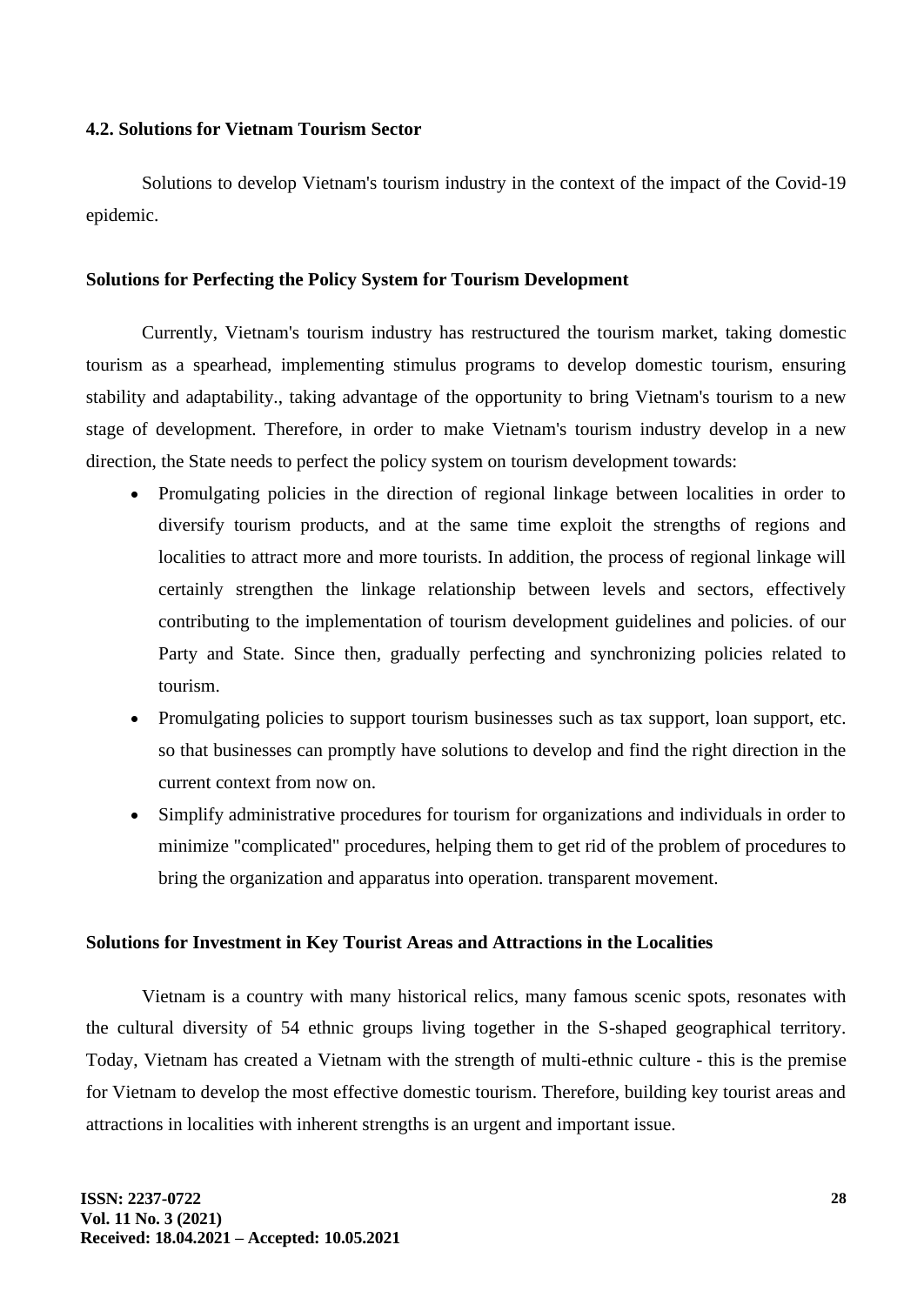### 4.2. Solutions for Vietnam Tourism Sector

Solutions to develop Vietnam's tourism industry in the context of the impact of the Covid-19 epidemic.

#### Solutions for Perfecting the Policy System for Tourism Development

Currently, Vietnam's tourism industry has restructured the tourism market, taking domestic tourism as a spearhead, implementing stimulus programs to develop domestic tourism, ensuring stability and adaptability., taking advantage of the opportunity to bring Vietnam's tourism to a new stage of development. Therefore, in order to make Vietnam's tourism industry develop in a new direction, the State needs to perfect the policy system on tourism development towards:

- Promulgating policies in the direction of regional linkage between localities in order to diversify tourism products, and at the same time exploit the strengths of regions and localities to attract more and more tourists. In addition, the process of regional linkage will certainly strengthen the linkage relationship between levels and sectors, effectively contributing to the implementation of tourism development guidelines and policies. of our Party and State. Since then, gradually perfecting and synchronizing policies related to tourism.
- Promulgating policies to support tourism businesses such as tax support, loan support, etc. so that businesses can promptly have solutions to develop and find the right direction in the current context from now on.
- Simplify administrative procedures for tourism for organizations and individuals in order to minimize "complicated" procedures, helping them to get rid of the problem of procedures to bring the organization and apparatus into operation. transparent movement.

#### Solutions for Investment in Key Tourist Areas and Attractions in the Localities

Vietnam is a country with many historical relics, many famous scenic spots, resonates with the cultural diversity of 54 ethnic groups living together in the S-shaped geographical territory. Today, Vietnam has created a Vietnam with the strength of multi-ethnic culture - this is the premise for Vietnam to develop the most effective domestic tourism. Therefore, building key tourist areas and attractions in localities with inherent strengths is an urgent and important issue.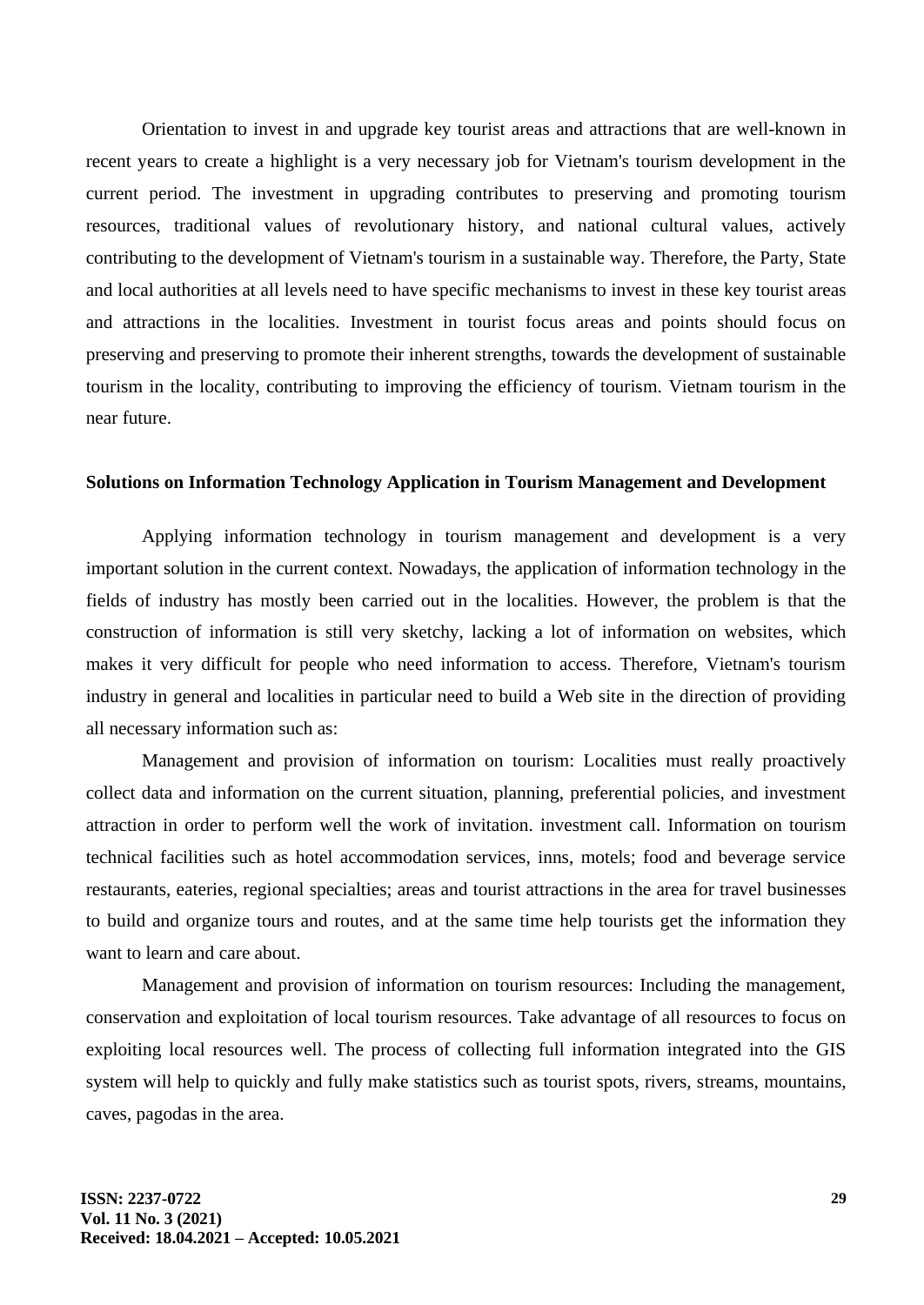Orientation to invest in and upgrade key tourist areas and attractions that are well-known in recent years to create a highlight is a very necessary job for Vietnam's tourism development in the current period. The investment in upgrading contributes to preserving and promoting tourism resources, traditional values of revolutionary history, and national cultural values, actively contributing to the development of Vietnam's tourism in a sustainable way. Therefore, the Party, State and local authorities at all levels need to have specific mechanisms to invest in these key tourist areas and attractions in the localities. Investment in tourist focus areas and points should focus on preserving and preserving to promote their inherent strengths, towards the development of sustainable tourism in the locality, contributing to improving the efficiency of tourism. Vietnam tourism in the near future.

**Solutions on Information Technology Application in Tourism Management and Development**

Applying information technology in tourism management and development is a very important solution in the current context. Nowadays, the application of information technology in the fields of industry has mostly been carried out in the localities. However, the problem is that the construction of information is still very sketchy, lacking a lot of information on websites, which makes it very difficult for people who need information to access. Therefore, Vietnam's tourism industry in general and localities in particular need to build a Web site in the direction of providing all necessary information such as:

Management and provision of information on tourism: Localities must really proactively collect data and information on the current situation, planning, preferential policies, and investment attraction in order to perform well the work of invitation. investment call. Information on tourism technical facilities such as hotel accommodation services, inns, motels; food and beverage service restaurants, eateries, regional specialties; areas and tourist attractions in the area for travel businesses to build and organize tours and routes, and at the same time help tourists get the information they want to learn and care about.

Management and provision of information on tourism resources: Including the management, conservation and exploitation of local tourism resources. Take advantage of all resources to focus on exploiting local resources well. The process of collecting full information integrated into the GIS system will help to quickly and fully make statistics such as tourist spots, rivers, streams, mountains, caves, pagodas in the area.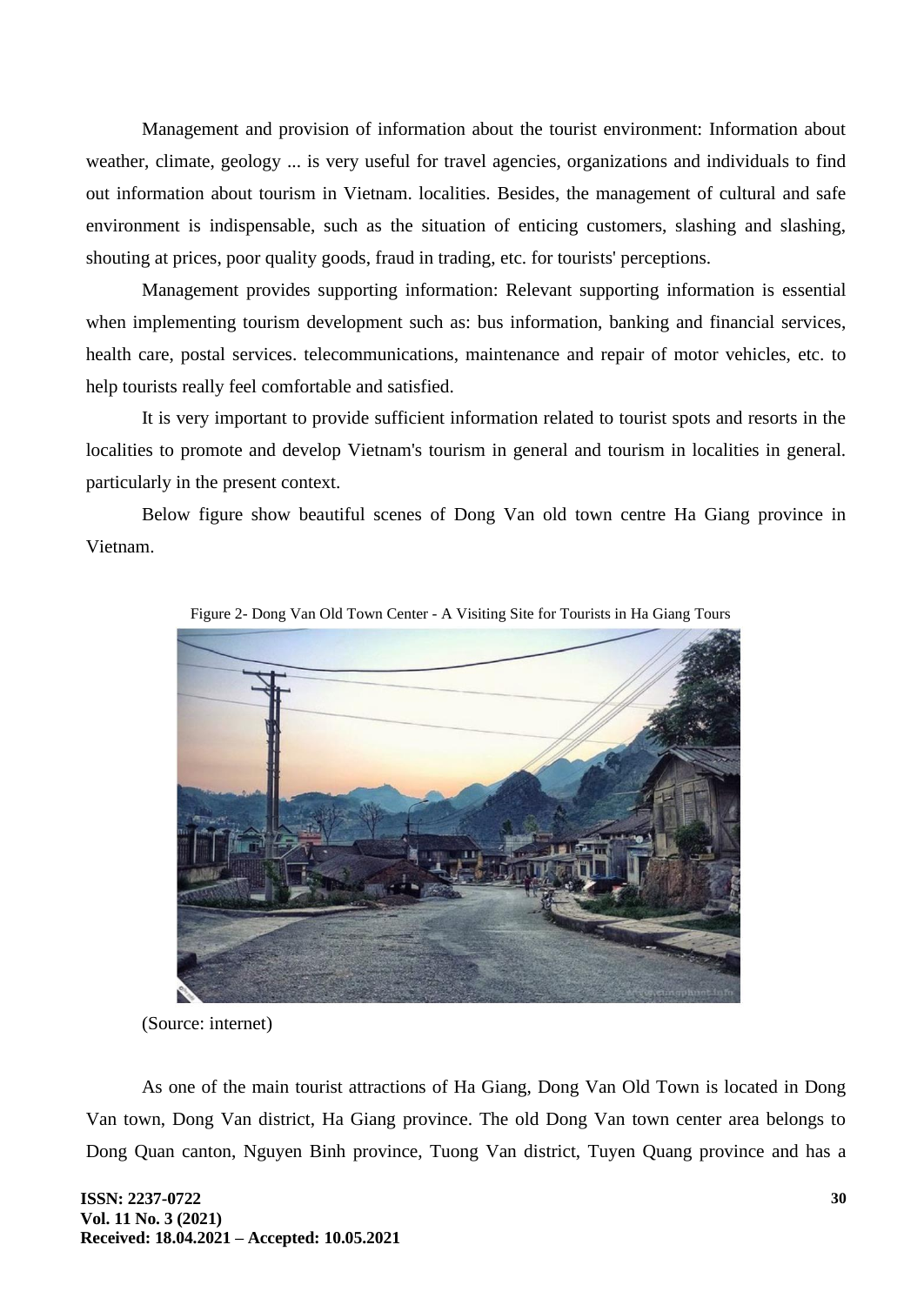Management and provision of information about the tourist environment: Information about weather, climate, geology ... is very useful for travel agencies, organizations and individuals to find out information about tourism in Vietnam. localities. Besides, the management of cultural and safe environment is indispensable, such as the situation of enticing customers, slashing and slashing, shouting at prices, poor quality goods, fraud in trading, etc. for tourists' perceptions.

Management provides supporting information: Relevant supporting information is essential when implementing tourism development such as: bus information, banking and financial services, health care, postal services. telecommunications, maintenance and repair of motor vehicles, etc. to help tourists really feel comfortable and satisfied.

It is very important to provide sufficient information related to tourist spots and resorts in the localities to promote and develop Vietnam's tourism in general and tourism in localities in general. particularly in the present context.

Below figure show beautiful scenes of Dong Van old town centre Ha Giang province in Vietnam.

Figure 2- Dong Van Old Town Center - A Visiting Site for Tourists in Ha Giang Tours

(Source: internet)

As one of the main tourist attractions of Ha Giang, Dong Van Old Town is located in Dong Van town, Dong Van district, Ha Giang province. The old Dong Van town center area belongs to Dong Quan canton, Nguyen Binh province, Tuong Van district, Tuyen Quang province and has a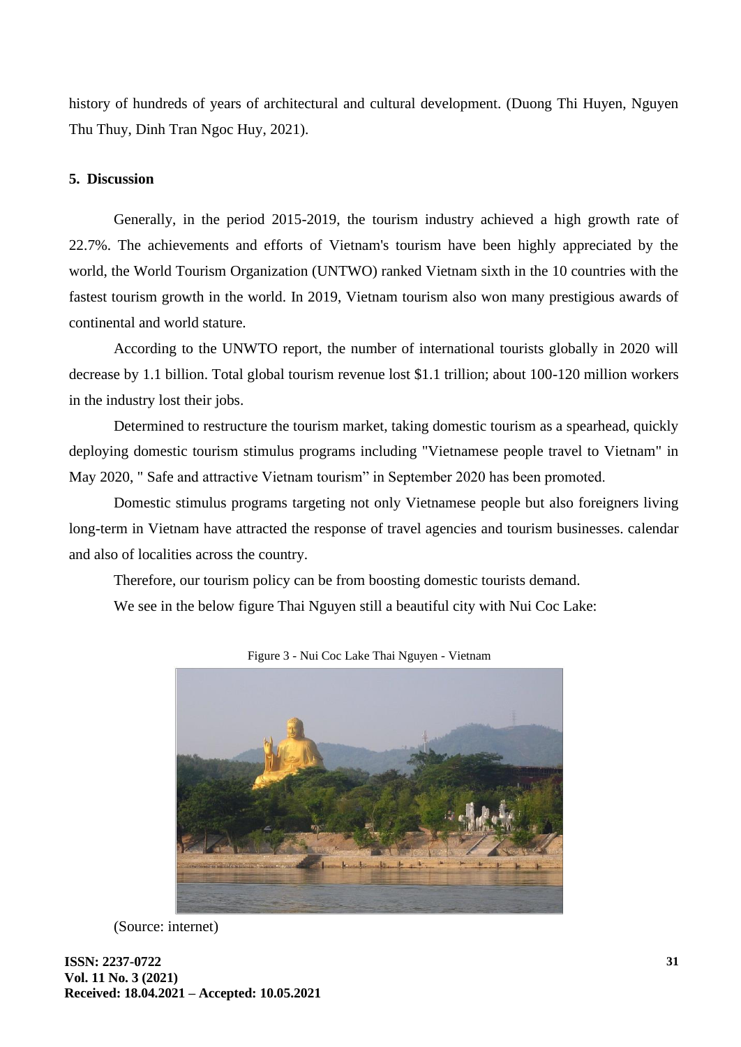history of hundreds of years of architectural and cultural development. (Duong Thi Huyen, Nguyen Thu Thuy, Dinh Tran Ngoc Huy, 2021).

## 5. Discussion

Generally, in the period 2015-2019, the tourism industry achieved a high growth rate of 22.7%. The achievements and efforts of Vietnam's tourism have been highly appreciated by the world, the World Tourism Organization (UNTWO) ranked Vietnam sixth in the 10 countries with the fastest tourism growth in the world. In 2019, Vietnam tourism also won many prestigious awards of continental and world stature.

According to the UNWTO report, the number of international tourists globally in 2020 will decrease by 1.1 billion. Total global tourism revenue lost $1.1 trillion; about 100-120 million workers in the industry lost their jobs.

Determined to restructure the tourism market, taking domestic tourism as a spearhead, quickly deploying domestic tourism stimulus programs including "Vietnamese people travel to Vietnam" in May 2020, " Safe and attractive Vietnam tourism" in September 2020 has been promoted.

Domestic stimulus programs targeting not only Vietnamese people but also foreigners living long-term in Vietnam have attracted the response of travel agencies and tourism businesses. calendar and also of localities across the country.

Therefore, our tourism policy can be from boosting domestic tourists demand.

We see in the below figure Thai Nguyen still a beautiful city with Nui Coc Lake:

Figure 3 - Nui Coc Lake Thai Nguyen - Vietnam

(Source: internet)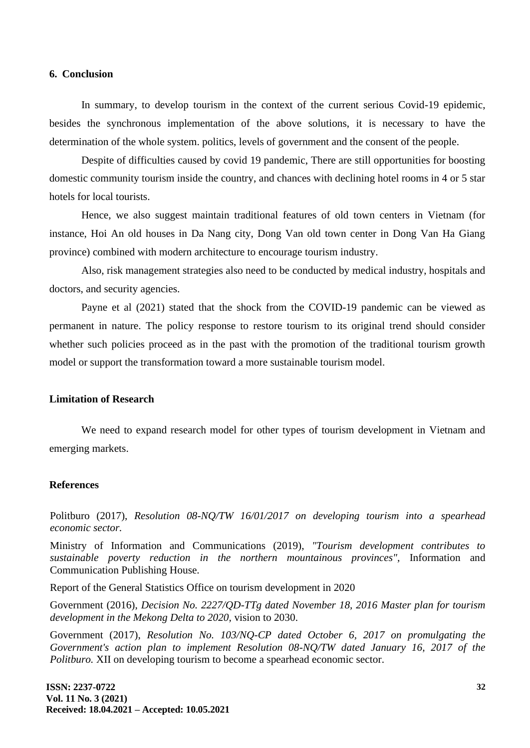## 6. Conclusion

In summary, to develop tourism in the context of the current serious Covid-19 epidemic, besides the synchronous implementation of the above solutions, it is necessary to have the determination of the whole system. politics, levels of government and the consent of the people.

Despite of difficulties caused by covid 19 pandemic, There are still opportunities for boosting domestic community tourism inside the country, and chances with declining hotel rooms in 4 or 5 star hotels for local tourists.

Hence, we also suggest maintain traditional features of old town centers in Vietnam (for instance, Hoi An old houses in Da Nang city, Dong Van old town center in Dong Van Ha Giang province) combined with modern architecture to encourage tourism industry.

Also, risk management strategies also need to be conducted by medical industry, hospitals and doctors, and security agencies.

Payne et al (2021) stated that the shock from the COVID-19 pandemic can be viewed as permanent in nature. The policy response to restore tourism to its original trend should consider whether such policies proceed as in the past with the promotion of the traditional tourism growth model or support the transformation toward a more sustainable tourism model.

### Limitation of Research

We need to expand research model for other types of tourism development in Vietnam and emerging markets.

### References

Politburo (2017), *Resolution 08-NQ/TW 16/01/2017 on developing tourism into a spearhead economic sector.*

Ministry of Information and Communications (2019), *"Tourism development contributes to sustainable poverty reduction in the northern mountainous provinces",* Information and Communication Publishing House.

Report of the General Statistics Office on tourism development in 2020

Government (2016), *Decision No. 2227/QD-TTg dated November 18, 2016 Master plan for tourism development in the Mekong Delta to 2020,* vision to 2030.

Government (2017), *Resolution No. 103/NQ-CP dated October 6, 2017 on promulgating the Government's action plan to implement Resolution 08-NQ/TW dated January 16, 2017 of the Politburo.* XII on developing tourism to become a spearhead economic sector.

**Received: 18.04.2021 – Accepted: 10.05.2021**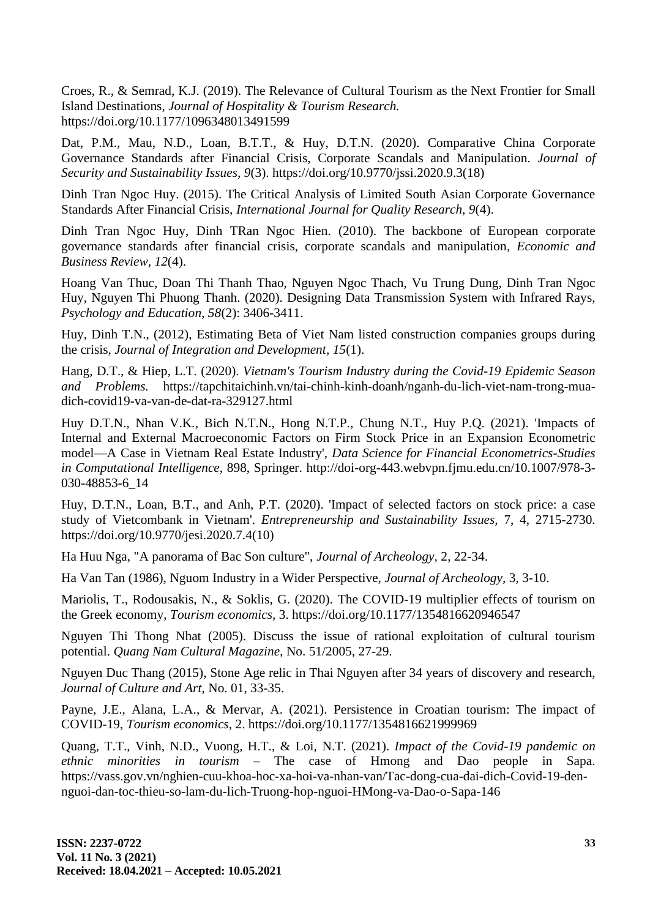Croes, R., & Semrad, K.J. (2019). The Relevance of Cultural Tourism as the Next Frontier for Small Island Destinations, *Journal of Hospitality & Tourism Research.* https://doi.org/10.1177/1096348013491599

Dat, P.M., Mau, N.D., Loan, B.T.T., & Huy, D.T.N. (2020). Comparative China Corporate Governance Standards after Financial Crisis, Corporate Scandals and Manipulation. *Journal of Security and Sustainability Issues, 9*(3). https://doi.org/10.9770/jssi.2020.9.3(18)

Dinh Tran Ngoc Huy. (2015). The Critical Analysis of Limited South Asian Corporate Governance Standards After Financial Crisis, *International Journal for Quality Research, 9*(4).

Dinh Tran Ngoc Huy, Dinh TRan Ngoc Hien. (2010). The backbone of European corporate governance standards after financial crisis, corporate scandals and manipulation, *Economic and Business Review, 12*(4).

Hoang Van Thuc, Doan Thi Thanh Thao, Nguyen Ngoc Thach, Vu Trung Dung, Dinh Tran Ngoc Huy, Nguyen Thi Phuong Thanh. (2020). Designing Data Transmission System with Infrared Rays, *Psychology and Education, 58*(2): 3406-3411.

Huy, Dinh T.N., (2012), Estimating Beta of Viet Nam listed construction companies groups during the crisis, *Journal of Integration and Development, 15*(1).

Hang, D.T., & Hiep, L.T. (2020). *Vietnam's Tourism Industry during the Covid-19 Epidemic Season and Problems.* https://tapchitaichinh.vn/tai-chinh-kinh-doanh/nganh-du-lich-viet-nam-trong-mua-dich-covid19-va-van-de-dat-ra-329127.html

Huy D.T.N., Nhan V.K., Bich N.T.N., Hong N.T.P., Chung N.T., Huy P.Q. (2021). 'Impacts of Internal and External Macroeconomic Factors on Firm Stock Price in an Expansion Econometric model—A Case in Vietnam Real Estate Industry', *Data Science for Financial Econometrics-Studies in Computational Intelligence*, 898, Springer. http://doi-org-443.webvpn.fjmu.edu.cn/10.1007/978-3-030-48853-6_14

Huy, D.T.N., Loan, B.T., and Anh, P.T. (2020). 'Impact of selected factors on stock price: a case study of Vietcombank in Vietnam'. *Entrepreneurship and Sustainability Issues,* 7, 4, 2715-2730. https://doi.org/10.9770/jesi.2020.7.4(10)

Ha Huu Nga, "A panorama of Bac Son culture", *Journal of Archeology,* 2, 22-34.

Ha Van Tan (1986), Nguom Industry in a Wider Perspective, *Journal of Archeology*, 3, 3-10.

Mariolis, T., Rodousakis, N., & Soklis, G. (2020). The COVID-19 multiplier effects of tourism on the Greek economy, *Tourism economics,* 3. https://doi.org/10.1177/1354816620946547

Nguyen Thi Thong Nhat (2005). Discuss the issue of rational exploitation of cultural tourism potential. *Quang Nam Cultural Magazine*, No. 51/2005, 27-29.

Nguyen Duc Thang (2015), Stone Age relic in Thai Nguyen after 34 years of discovery and research, *Journal of Culture and Art*, No. 01, 33-35.

Payne, J.E., Alana, L.A., & Mervar, A. (2021). Persistence in Croatian tourism: The impact of COVID-19, *Tourism economics*, 2. https://doi.org/10.1177/1354816621999969

Quang, T.T., Vinh, N.D., Vuong, H.T., & Loi, N.T. (2021). *Impact of the Covid-19 pandemic on ethnic minorities in tourism* – The case of Hmong and Dao people in Sapa. https://vass.gov.vn/nghien-cuu-khoa-hoc-xa-hoi-va-nhan-van/Tac-dong-cua-dai-dich-Covid-19-den-nguoi-dan-toc-thieu-so-lam-du-lich-Truong-hop-nguoi-HMong-va-Dao-o-Sapa-146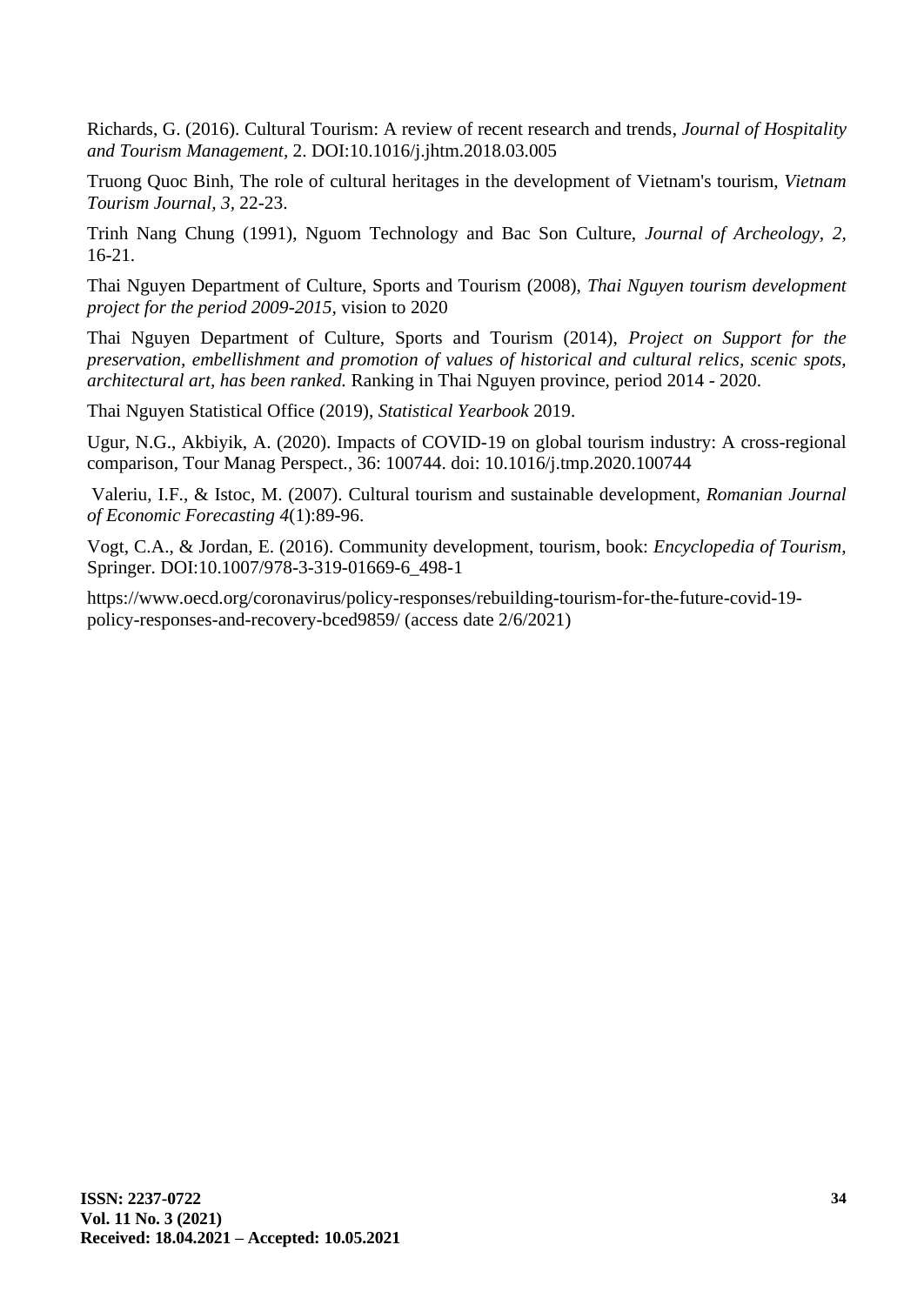Richards, G. (2016). Cultural Tourism: A review of recent research and trends, *Journal of Hospitality and Tourism Management*, 2. DOI:10.1016/j.jhtm.2018.03.005

Truong Quoc Binh, The role of cultural heritages in the development of Vietnam's tourism, *Vietnam Tourism Journal, 3*, 22-23.

Trinh Nang Chung (1991), Nguom Technology and Bac Son Culture, *Journal of Archeology, 2*, 16-21.

Thai Nguyen Department of Culture, Sports and Tourism (2008), *Thai Nguyen tourism development project for the period 2009-2015*, vision to 2020

Thai Nguyen Department of Culture, Sports and Tourism (2014), *Project on Support for the preservation, embellishment and promotion of values of historical and cultural relics, scenic spots, architectural art, has been ranked.* Ranking in Thai Nguyen province, period 2014 - 2020.

Thai Nguyen Statistical Office (2019), *Statistical Yearbook* 2019.

Ugur, N.G., Akbiyik, A. (2020). Impacts of COVID-19 on global tourism industry: A cross-regional comparison, Tour Manag Perspect., 36: 100744. doi: 10.1016/j.tmp.2020.100744

Valeriu, I.F., & Istoc, M. (2007). Cultural tourism and sustainable development, *Romanian Journal of Economic Forecasting 4*(1):89-96.

Vogt, C.A., & Jordan, E. (2016). Community development, tourism, book: *Encyclopedia of Tourism*, Springer. DOI:10.1007/978-3-319-01669-6_498-1

https://www.oecd.org/coronavirus/policy-responses/rebuilding-tourism-for-the-future-covid-19-policy-responses-and-recovery-bced9859/ (access date 2/6/2021)